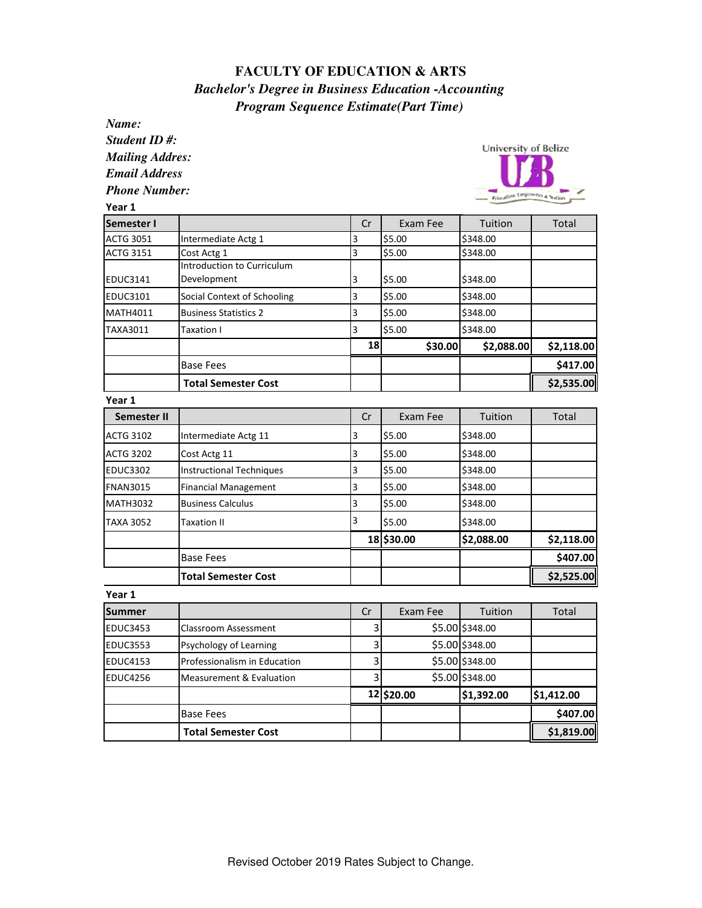# FACULTY OF EDUCATION & ARTS

## *Bachelor's Degree in Business Education -Accounting*

## *Program Sequence Estimate(Part Time)*

***Name:***

***Student ID #:***

***Mailing Addres:***

***Email Address***

***Phone Number:***

**Year 1**

| **Semester I** | | Cr | Exam Fee | Tuition | Total |
|---|---|---|---|---|---|
| ACTG 3051 | Intermediate Actg 1 | 3 | $5.00 | $348.00 | |
| ACTG 3151 | Cost Actg 1 | 3 | $5.00 | $348.00 | |
| EDUC3141 | Introduction to Curriculum Development | 3 | $5.00 | $348.00 | |
| EDUC3101 | Social Context of Schooling | 3 | $5.00 | $348.00 | |
| MATH4011 | Business Statistics 2 | 3 | $5.00 | $348.00 | |
| TAXA3011 | Taxation I | 3 | $5.00 | $348.00 | |
| | | **18** | **$30.00** | **$2,088.00** | **$2,118.00** |
| | Base Fees | | | | **$417.00** |
| | **Total Semester Cost** | | | | **$2,535.00** |

**Year 1**

| **Semester II** | | Cr | Exam Fee | Tuition | Total |
|---|---|---|---|---|---|
| ACTG 3102 | Intermediate Actg 11 | 3 | $5.00 | $348.00 | |
| ACTG 3202 | Cost Actg 11 | 3 | $5.00 | $348.00 | |
| EDUC3302 | Instructional Techniques | 3 | $5.00 | $348.00 | |
| FNAN3015 | Financial Management | 3 | $5.00 | $348.00 | |
| MATH3032 | Business Calculus | 3 | $5.00 | $348.00 | |
| TAXA 3052 | Taxation II | 3 | $5.00 | $348.00 | |
| | | **18** | **$30.00** | **$2,088.00** | **$2,118.00** |
| | Base Fees | | | | **$407.00** |
| | **Total Semester Cost** | | | | **$2,525.00** |

**Year 1**

| **Summer** | | Cr | Exam Fee | Tuition | Total |
|---|---|---|---|---|---|
| EDUC3453 | Classroom Assessment | 3 | $5.00 | $348.00 | |
| EDUC3553 | Psychology of Learning | 3 | $5.00 | $348.00 | |
| EDUC4153 | Professionalism in Education | 3 | $5.00 | $348.00 | |
| EDUC4256 | Measurement & Evaluation | 3 | $5.00 | $348.00 | |
| | | **12** | **$20.00** | **$1,392.00** | **$1,412.00** |
| | Base Fees | | | | **$407.00** |
| | **Total Semester Cost** | | | | **$1,819.00** |

Revised October 2019 Rates Subject to Change.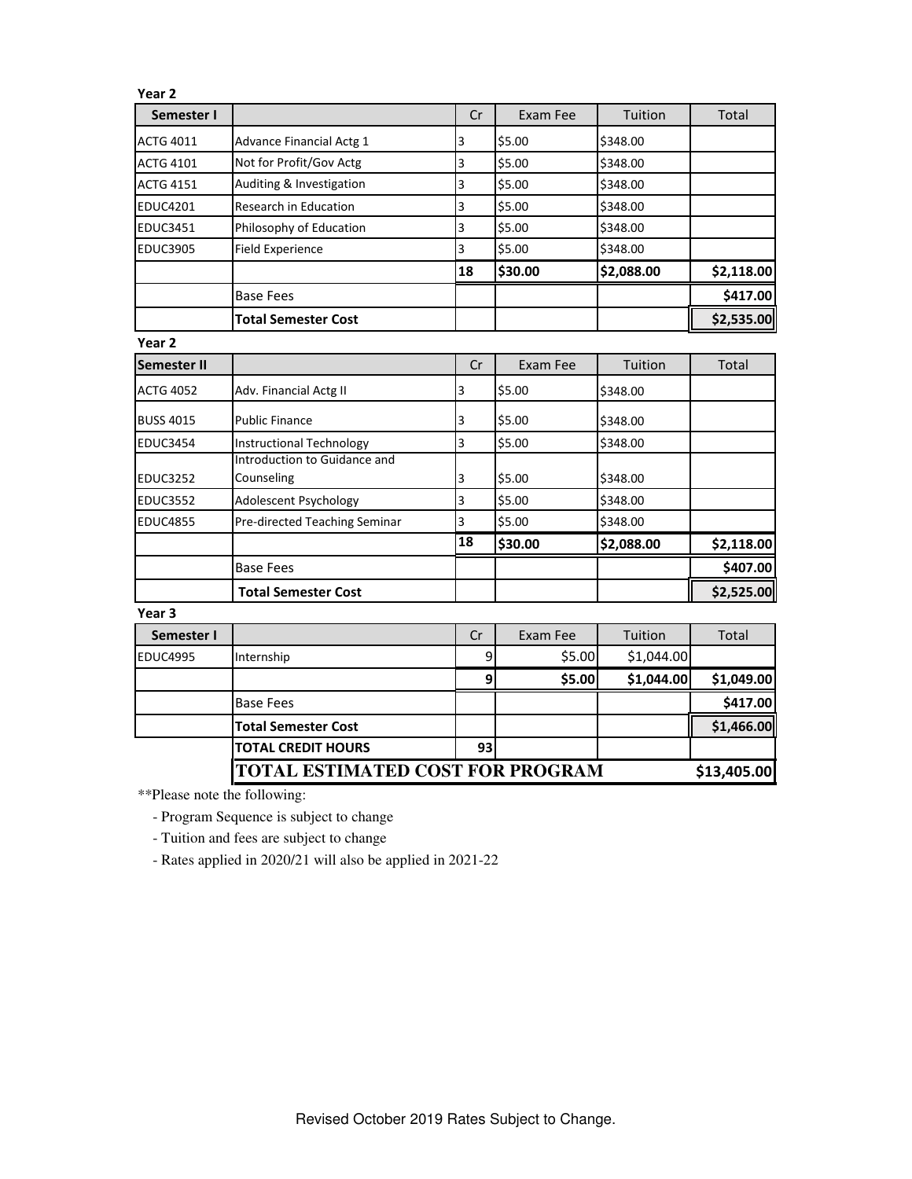**Year 2**

| Semester I | | Cr | Exam Fee | Tuition | Total |
|---|---|---|---|---|---|
| ACTG 4011 | Advance Financial Actg 1 | 3 | $5.00 | $348.00 | |
| ACTG 4101 | Not for Profit/Gov Actg | 3 | $5.00 | $348.00 | |
| ACTG 4151 | Auditing & Investigation | 3 | $5.00 | $348.00 | |
| EDUC4201 | Research in Education | 3 | $5.00 | $348.00 | |
| EDUC3451 | Philosophy of Education | 3 | $5.00 | $348.00 | |
| EDUC3905 | Field Experience | 3 | $5.00 | $348.00 | |
| | | **18** | **$30.00** | **$2,088.00** | **$2,118.00** |
| | Base Fees | | | | **$417.00** |
| | **Total Semester Cost** | | | | **$2,535.00** |

**Year 2**

| Semester II | | Cr | Exam Fee | Tuition | Total |
|---|---|---|---|---|---|
| ACTG 4052 | Adv. Financial Actg II | 3 | $5.00 | $348.00 | |
| BUSS 4015 | Public Finance | 3 | $5.00 | $348.00 | |
| EDUC3454 | Instructional Technology | 3 | $5.00 | $348.00 | |
| EDUC3252 | Introduction to Guidance and Counseling | 3 | $5.00 | $348.00 | |
| EDUC3552 | Adolescent Psychology | 3 | $5.00 | $348.00 | |
| EDUC4855 | Pre-directed Teaching Seminar | 3 | $5.00 | $348.00 | |
| | | **18** | **$30.00** | **$2,088.00** | **$2,118.00** |
| | Base Fees | | | | **$407.00** |
| | **Total Semester Cost** | | | | **$2,525.00** |

**Year 3**

| Semester I | | Cr | Exam Fee | Tuition | Total |
|---|---|---|---|---|---|
| EDUC4995 | Internship | 9 | $5.00 | $1,044.00 | |
| | | **9** | **$5.00** | **$1,044.00** | **$1,049.00** |
| | Base Fees | | | | **$417.00** |
| | **Total Semester Cost** | | | | **$1,466.00** |
| | **TOTAL CREDIT HOURS** | **93** | | | |
| | **TOTAL ESTIMATED COST FOR PROGRAM** | | | | **$13,405.00** |

**Please note the following:

- Program Sequence is subject to change
- Tuition and fees are subject to change
- Rates applied in 2020/21 will also be applied in 2021-22

Revised October 2019 Rates Subject to Change.